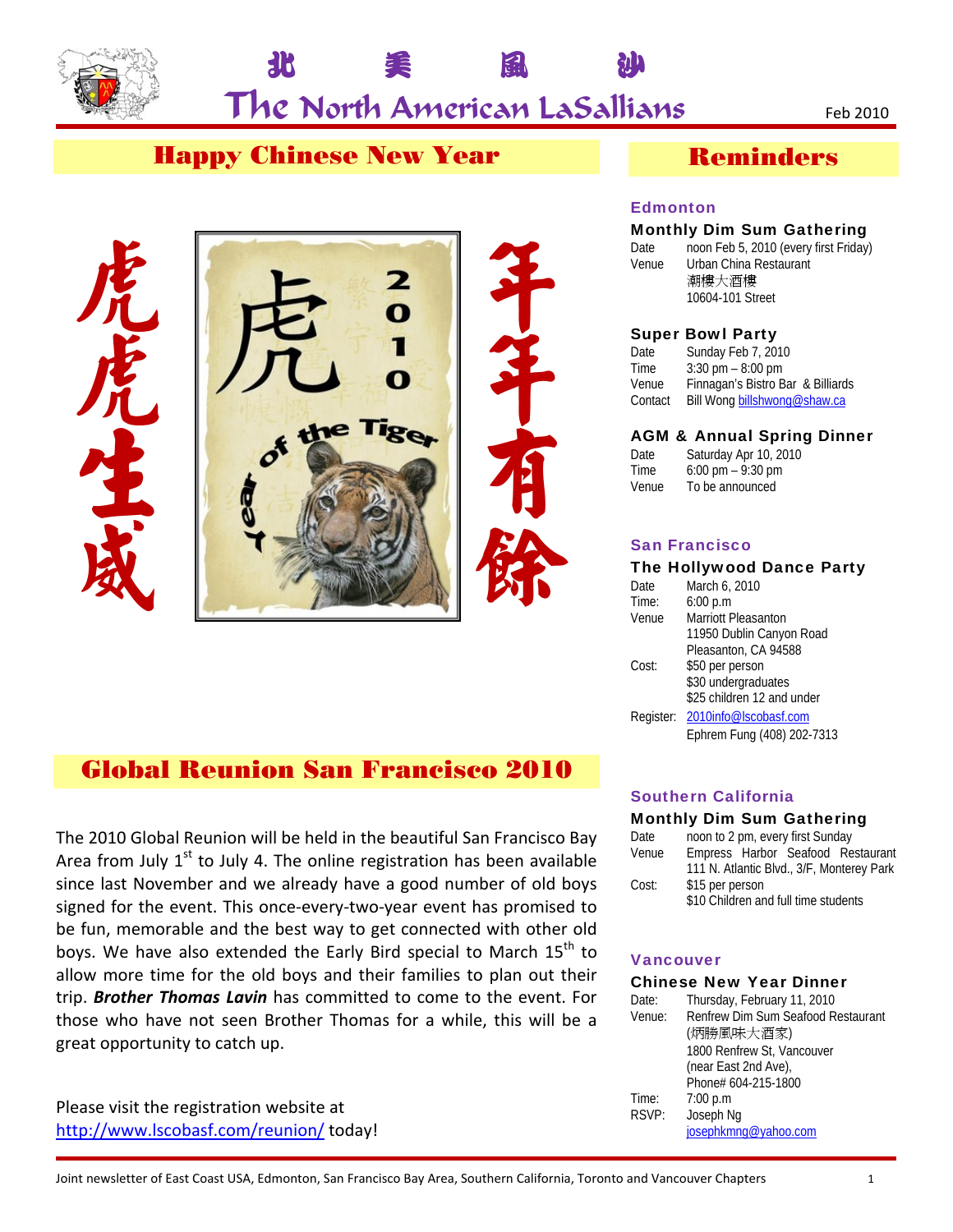# 北 美 風 沙

# The North American LaSallians

Feb 2010

## Happy Chinese New Year

虎虎生威

年年有餘

## Global Reunion San Francisco 2010

The 2010 Global Reunion will be held in the beautiful San Francisco Bay Area from July 1st to July 4. The online registration has been available since last November and we already have a good number of old boys signed for the event. This once-every-two-year event has promised to be fun, memorable and the best way to get connected with other old boys. We have also extended the Early Bird special to March 15th to allow more time for the old boys and their families to plan out their trip. ***Brother Thomas Lavin*** has committed to come to the event. For those who have not seen Brother Thomas for a while, this will be a great opportunity to catch up.

Please visit the registration website at http://www.lscobasf.com/reunion/ today!

## Reminders

### Edmonton

**Monthly Dim Sum Gathering**

Date: noon Feb 5, 2010 (every first Friday)
Venue: Urban China Restaurant
潮樓大酒樓
10604-101 Street

**Super Bowl Party**

Date: Sunday Feb 7, 2010
Time: 3:30 pm – 8:00 pm
Venue: Finnagan's Bistro Bar & Billiards
Contact: Bill Wong billshwong@shaw.ca

**AGM & Annual Spring Dinner**

Date: Saturday Apr 10, 2010
Time: 6:00 pm – 9:30 pm
Venue: To be announced

### San Francisco

**The Hollywood Dance Party**

Date: March 6, 2010
Time: 6:00 p.m
Venue: Marriott Pleasanton
11950 Dublin Canyon Road
Pleasanton, CA 94588
Cost: $50 per person
$30 undergraduates
$25 children 12 and under
Register: 2010info@lscobasf.com
Ephrem Fung (408) 202-7313

### Southern California

**Monthly Dim Sum Gathering**

Date: noon to 2 pm, every first Sunday
Venue: Empress Harbor Seafood Restaurant
111 N. Atlantic Blvd., 3/F, Monterey Park
Cost: $15 per person
$10 Children and full time students

### Vancouver

**Chinese New Year Dinner**

Date: Thursday, February 11, 2010
Venue: Renfrew Dim Sum Seafood Restaurant
(炳勝風味大酒家)
1800 Renfrew St, Vancouver
(near East 2nd Ave),
Phone# 604-215-1800
Time: 7:00 p.m
RSVP: Joseph Ng
josephkmng@yahoo.com

Joint newsletter of East Coast USA, Edmonton, San Francisco Bay Area, Southern California, Toronto and Vancouver Chapters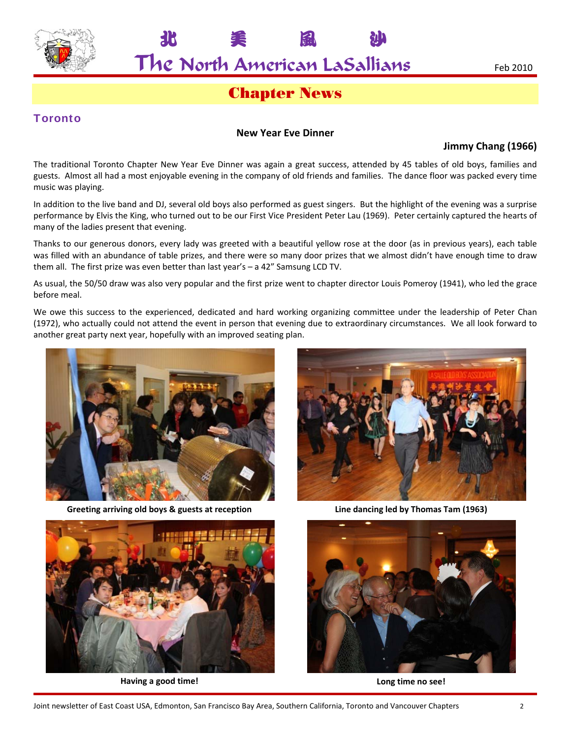# 北 美 風 沙

# The North American LaSallians

Feb 2010

## Chapter News

### Toronto

**New Year Eve Dinner**

**Jimmy Chang (1966)**

The traditional Toronto Chapter New Year Eve Dinner was again a great success, attended by 45 tables of old boys, families and guests. Almost all had a most enjoyable evening in the company of old friends and families. The dance floor was packed every time music was playing.

In addition to the live band and DJ, several old boys also performed as guest singers. But the highlight of the evening was a surprise performance by Elvis the King, who turned out to be our First Vice President Peter Lau (1969). Peter certainly captured the hearts of many of the ladies present that evening.

Thanks to our generous donors, every lady was greeted with a beautiful yellow rose at the door (as in previous years), each table was filled with an abundance of table prizes, and there were so many door prizes that we almost didn't have enough time to draw them all. The first prize was even better than last year's – a 42" Samsung LCD TV.

As usual, the 50/50 draw was also very popular and the first prize went to chapter director Louis Pomeroy (1941), who led the grace before meal.

We owe this success to the experienced, dedicated and hard working organizing committee under the leadership of Peter Chan (1972), who actually could not attend the event in person that evening due to extraordinary circumstances. We all look forward to another great party next year, hopefully with an improved seating plan.

**Greeting arriving old boys & guests at reception**

**Line dancing led by Thomas Tam (1963)**

**Having a good time!**

**Long time no see!**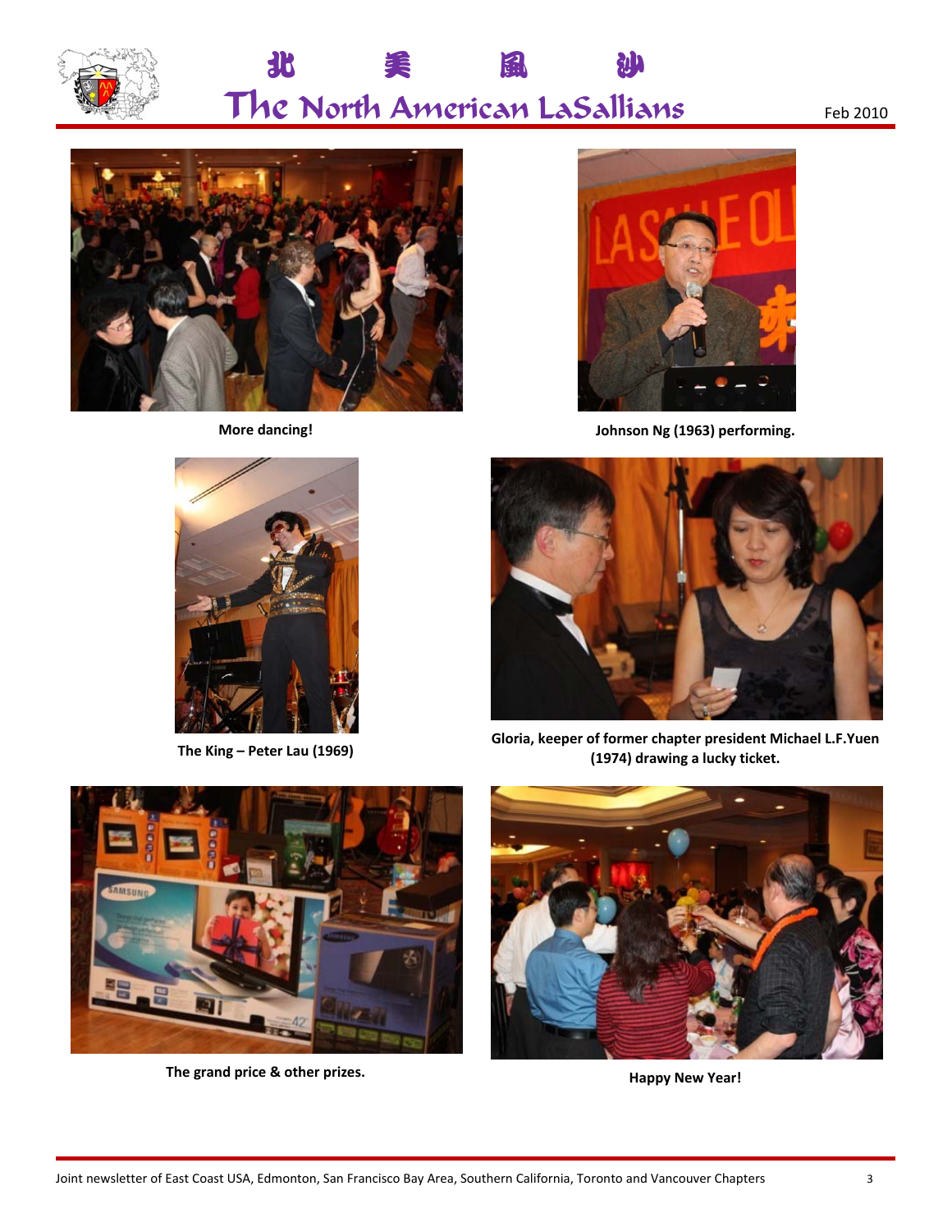More dancing!

Johnson Ng (1963) performing.

The King – Peter Lau (1969)

Gloria, keeper of former chapter president Michael L.F.Yuen (1974) drawing a lucky ticket.

The grand price & other prizes.

Happy New Year!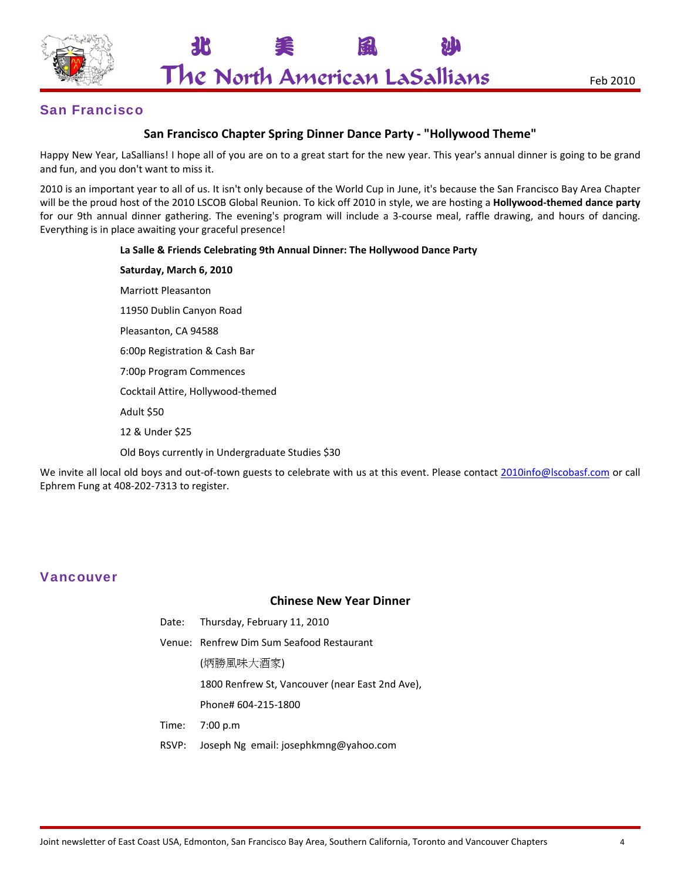## San Francisco

### San Francisco Chapter Spring Dinner Dance Party - "Hollywood Theme"

Happy New Year, LaSallians! I hope all of you are on to a great start for the new year. This year's annual dinner is going to be grand and fun, and you don't want to miss it.

2010 is an important year to all of us. It isn't only because of the World Cup in June, it's because the San Francisco Bay Area Chapter will be the proud host of the 2010 LSCOB Global Reunion. To kick off 2010 in style, we are hosting a **Hollywood-themed dance party** for our 9th annual dinner gathering. The evening's program will include a 3-course meal, raffle drawing, and hours of dancing. Everything is in place awaiting your graceful presence!

**La Salle & Friends Celebrating 9th Annual Dinner: The Hollywood Dance Party**

**Saturday, March 6, 2010**

Marriott Pleasanton

11950 Dublin Canyon Road

Pleasanton, CA 94588

6:00p Registration & Cash Bar

7:00p Program Commences

Cocktail Attire, Hollywood-themed

Adult $50

12 & Under $25

Old Boys currently in Undergraduate Studies $30

We invite all local old boys and out-of-town guests to celebrate with us at this event. Please contact 2010info@lscobasf.com or call Ephrem Fung at 408-202-7313 to register.

## Vancouver

### Chinese New Year Dinner

Date: Thursday, February 11, 2010

Venue: Renfrew Dim Sum Seafood Restaurant

(炳勝風味大酒家)

1800 Renfrew St, Vancouver (near East 2nd Ave),

Phone# 604-215-1800

Time: 7:00 p.m

RSVP: Joseph Ng email: josephkmng@yahoo.com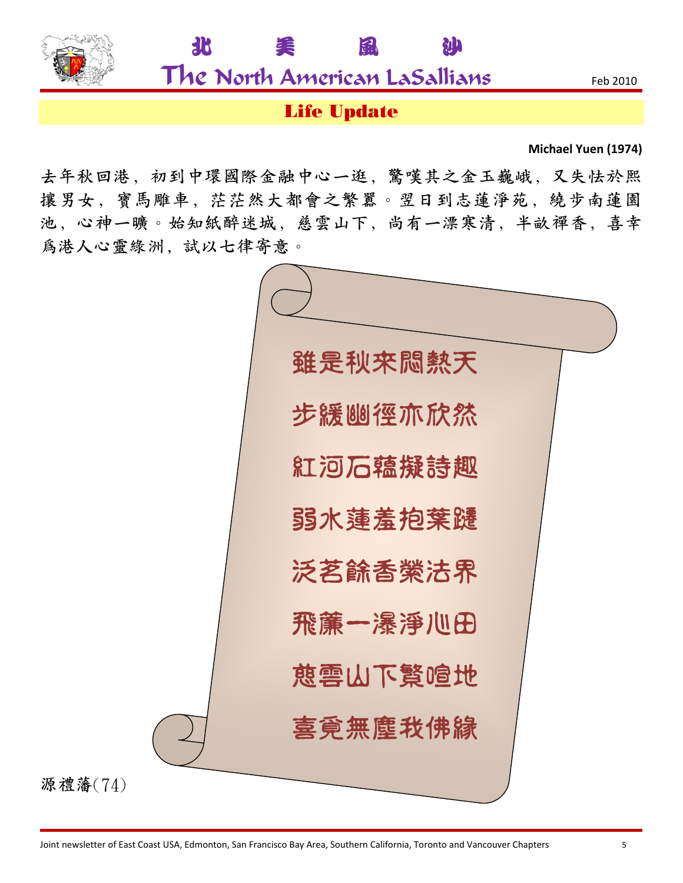## Life Update

**Michael Yuen (1974)**

去年秋回港，初到中環國際金融中心一逛，驚嘆其之金玉巍峨，又失怯於熙攘男女，寶馬雕車，茫茫然大都會之繁囂。翌日到志蓮淨苑，繞步南蓮園池，心神一曠。始知紙醉迷城，慈雲山下，尚有一漂寒清，半畝禪香，喜幸爲港人心靈綠洲，試以七律寄意。

雖是秋來悶熱天

步緩幽徑亦欣然

紅河石蘊擬詩趣

弱水蓮羞抱葉蹮

泛茗餘香縈法界

飛簾一瀑淨心田

慈雲山下繁喧地

喜覓無塵我佛緣

源禮藩(74)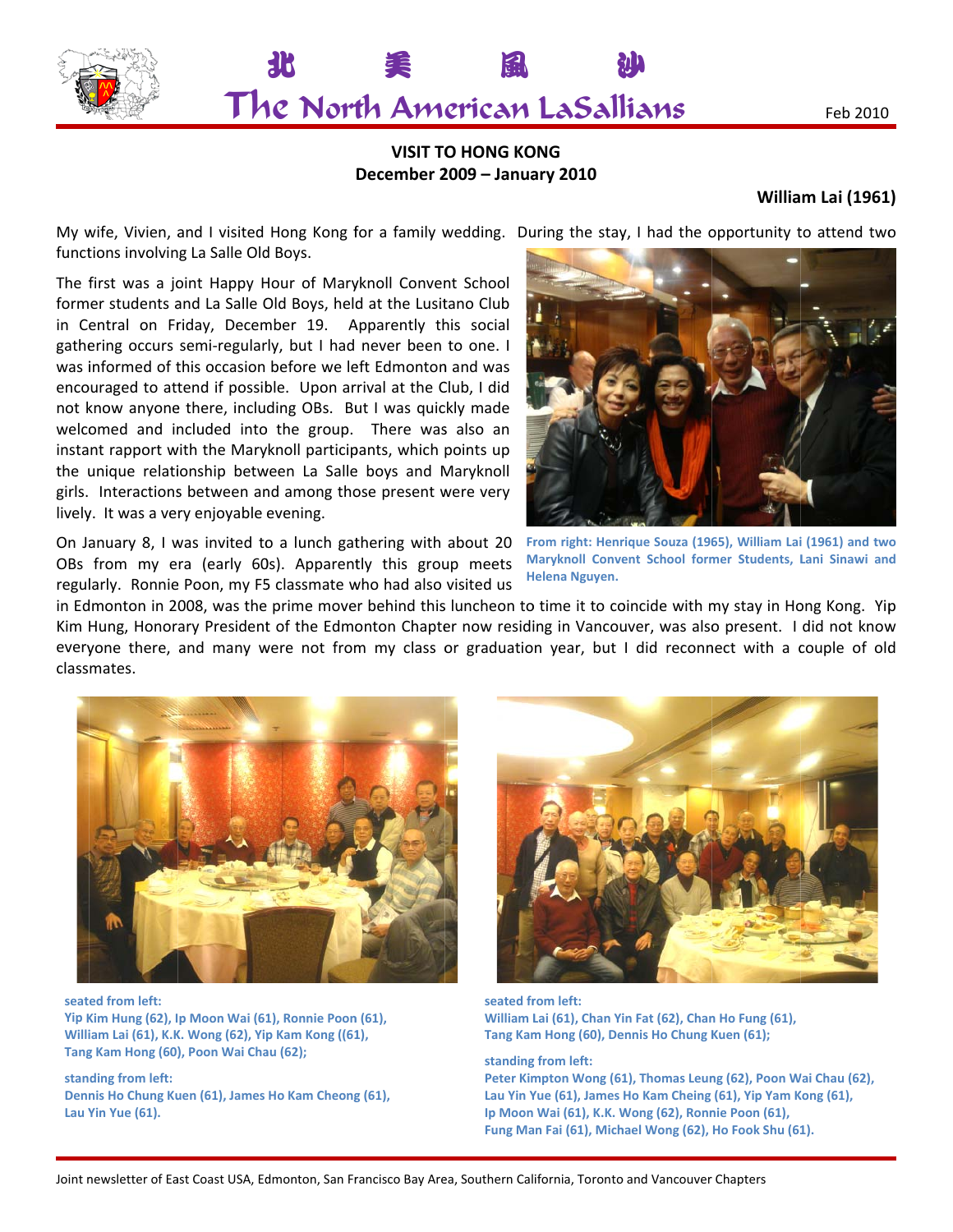# 北 美 風 沙
# The North American LaSallians

Feb 2010

## VISIT TO HONG KONG
## December 2009 – January 2010

**William Lai (1961)**

My wife, Vivien, and I visited Hong Kong for a family wedding. During the stay, I had the opportunity to attend two functions involving La Salle Old Boys.

The first was a joint Happy Hour of Maryknoll Convent School former students and La Salle Old Boys, held at the Lusitano Club in Central on Friday, December 19. Apparently this social gathering occurs semi-regularly, but I had never been to one. I was informed of this occasion before we left Edmonton and was encouraged to attend if possible. Upon arrival at the Club, I did not know anyone there, including OBs. But I was quickly made welcomed and included into the group. There was also an instant rapport with the Maryknoll participants, which points up the unique relationship between La Salle boys and Maryknoll girls. Interactions between and among those present were very lively. It was a very enjoyable evening.

From right: Henrique Souza (1965), William Lai (1961) and two Maryknoll Convent School former Students, Lani Sinawi and Helena Nguyen.

On January 8, I was invited to a lunch gathering with about 20 OBs from my era (early 60s). Apparently this group meets regularly. Ronnie Poon, my F5 classmate who had also visited us in Edmonton in 2008, was the prime mover behind this luncheon to time it to coincide with my stay in Hong Kong. Yip Kim Hung, Honorary President of the Edmonton Chapter now residing in Vancouver, was also present. I did not know everyone there, and many were not from my class or graduation year, but I did reconnect with a couple of old classmates.

seated from left:
Yip Kim Hung (62), Ip Moon Wai (61), Ronnie Poon (61), William Lai (61), K.K. Wong (62), Yip Kam Kong ((61), Tang Kam Hong (60), Poon Wai Chau (62);

standing from left:
Dennis Ho Chung Kuen (61), James Ho Kam Cheong (61), Lau Yin Yue (61).

seated from left:
William Lai (61), Chan Yin Fat (62), Chan Ho Fung (61), Tang Kam Hong (60), Dennis Ho Chung Kuen (61);

standing from left:
Peter Kimpton Wong (61), Thomas Leung (62), Poon Wai Chau (62), Lau Yin Yue (61), James Ho Kam Cheing (61), Yip Yam Kong (61), Ip Moon Wai (61), K.K. Wong (62), Ronnie Poon (61), Fung Man Fai (61), Michael Wong (62), Ho Fook Shu (61).

Joint newsletter of East Coast USA, Edmonton, San Francisco Bay Area, Southern California, Toronto and Vancouver Chapters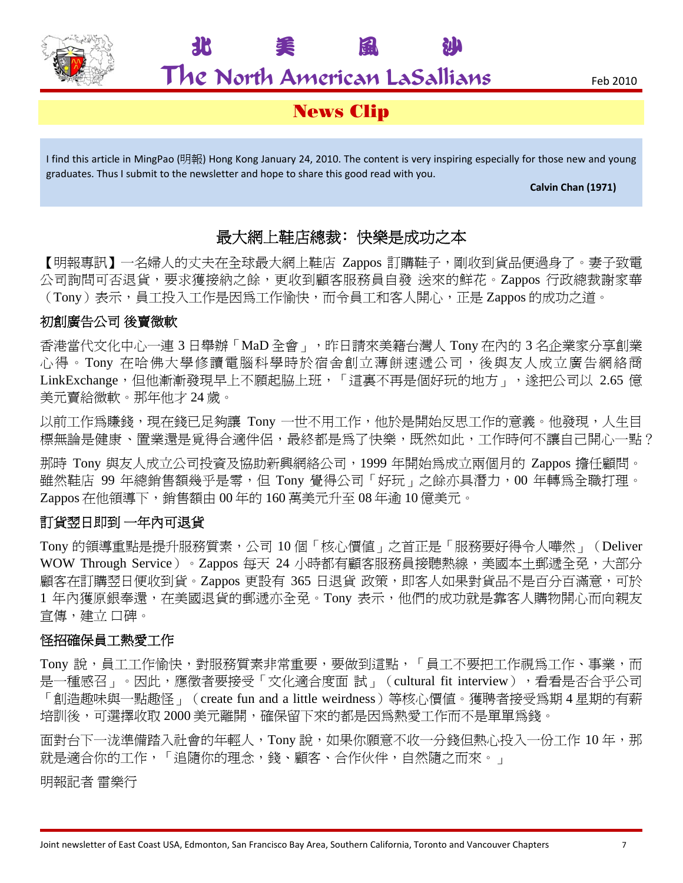# News Clip

I find this article in MingPao (明報) Hong Kong January 24, 2010. The content is very inspiring especially for those new and young graduates. Thus I submit to the newsletter and hope to share this good read with you.

**Calvin Chan (1971)**

## 最大網上鞋店總裁：快樂是成功之本

【明報專訊】一名婦人的丈夫在全球最大網上鞋店 Zappos 訂購鞋子，剛收到貨品便過身了。妻子致電公司詢問可否退貨，要求獲接納之餘，更收到顧客服務員自發 送來的鮮花。Zappos 行政總裁謝家華（Tony）表示，員工投入工作是因爲工作愉快，而令員工和客人開心，正是 Zappos 的成功之道。

### 初創廣告公司 後賣微軟

香港當代文化中心一連 3 日舉辦「MaD 全會」，昨日請來美籍台灣人 Tony 在內的 3 名企業家分享創業心得。Tony 在哈佛大學修讀電腦科學時於宿舍創立薄餅速遞公司，後與友人成立廣告網絡商 LinkExchange，但他漸漸發現早上不願起牀上班，「這裏不再是個好玩的地方」，遂把公司以 2.65 億美元賣給微軟。那年他才 24 歲。

以前工作爲賺錢，現在錢已足夠讓 Tony 一世不用工作，他於是開始反思工作的意義。他發現，人生目標無論是健康、置業還是覓得合適伴侶，最終都是爲了快樂，既然如此，工作時何不讓自己開心一點？

那時 Tony 與友人成立公司投資及協助新興網絡公司，1999 年開始爲成立兩個月的 Zappos 擔任顧問。雖然鞋店 99 年總銷售額幾乎是零，但 Tony 覺得公司「好玩」之餘亦具潛力，00 年轉爲全職打理。Zappos 在他領導下，銷售額由 00 年的 160 萬美元升至 08 年逾 10 億美元。

### 訂貨翌日即到 一年內可退貨

Tony 的領導重點是提升服務質素，公司 10 個「核心價值」之首正是「服務要好得令人嘩然」（Deliver WOW Through Service）。Zappos 每天 24 小時都有顧客服務員接聽熱線，美國本土郵遞全免，大部分顧客在訂購翌日便收到貨。Zappos 更設有 365 日退貨 政策，即客人如果對貨品不是百分百滿意，可於 1 年內獲原銀奉還，在美國退貨的郵遞亦全免。Tony 表示，他們的成功就是靠客人購物開心而向親友宣傳，建立 口碑。

### 怪招確保員工熱愛工作

Tony 說，員工工作愉快，對服務質素非常重要，要做到這點，「員工不要把工作視爲工作、事業，而是一種感召」。因此，應徵者要接受「文化適合度面 試」（cultural fit interview），看看是否合乎公司「創造趣味與一點趣怪」（create fun and a little weirdness）等核心價值。獲聘者接受爲期 4 星期的有薪培訓後，可選擇收取 2000 美元離開，確保留下來的都是因爲熱愛工作而不是單單爲錢。

面對台下一泷準備踏入社會的年輕人，Tony 說，如果你願意不收一分錢但熱心投入一份工作 10 年，那就是適合你的工作，「追隨你的理念，錢、顧客、合作伙伴，自然隨之而來。」

明報記者 雷樂行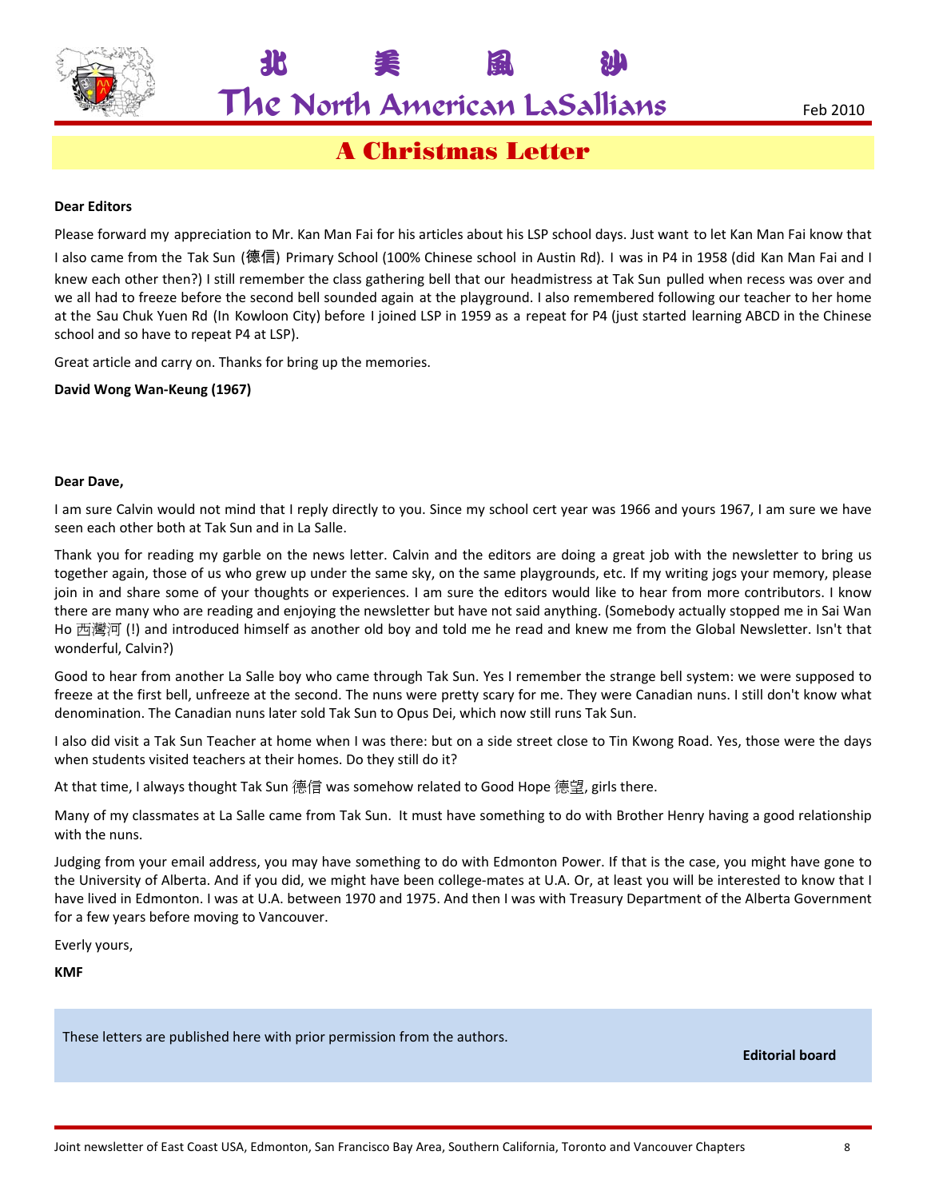# A Christmas Letter

**Dear Editors**

Please forward my appreciation to Mr. Kan Man Fai for his articles about his LSP school days. Just want to let Kan Man Fai know that I also came from the Tak Sun (德信) Primary School (100% Chinese school in Austin Rd). I was in P4 in 1958 (did Kan Man Fai and I knew each other then?) I still remember the class gathering bell that our headmistress at Tak Sun pulled when recess was over and we all had to freeze before the second bell sounded again at the playground. I also remembered following our teacher to her home at the Sau Chuk Yuen Rd (In Kowloon City) before I joined LSP in 1959 as a repeat for P4 (just started learning ABCD in the Chinese school and so have to repeat P4 at LSP).

Great article and carry on. Thanks for bring up the memories.

**David Wong Wan-Keung (1967)**

**Dear Dave,**

I am sure Calvin would not mind that I reply directly to you. Since my school cert year was 1966 and yours 1967, I am sure we have seen each other both at Tak Sun and in La Salle.

Thank you for reading my garble on the news letter. Calvin and the editors are doing a great job with the newsletter to bring us together again, those of us who grew up under the same sky, on the same playgrounds, etc. If my writing jogs your memory, please join in and share some of your thoughts or experiences. I am sure the editors would like to hear from more contributors. I know there are many who are reading and enjoying the newsletter but have not said anything. (Somebody actually stopped me in Sai Wan Ho 西灣河 (!) and introduced himself as another old boy and told me he read and knew me from the Global Newsletter. Isn't that wonderful, Calvin?)

Good to hear from another La Salle boy who came through Tak Sun. Yes I remember the strange bell system: we were supposed to freeze at the first bell, unfreeze at the second. The nuns were pretty scary for me. They were Canadian nuns. I still don't know what denomination. The Canadian nuns later sold Tak Sun to Opus Dei, which now still runs Tak Sun.

I also did visit a Tak Sun Teacher at home when I was there: but on a side street close to Tin Kwong Road. Yes, those were the days when students visited teachers at their homes. Do they still do it?

At that time, I always thought Tak Sun 德信 was somehow related to Good Hope 德望, girls there.

Many of my classmates at La Salle came from Tak Sun. It must have something to do with Brother Henry having a good relationship with the nuns.

Judging from your email address, you may have something to do with Edmonton Power. If that is the case, you might have gone to the University of Alberta. And if you did, we might have been college-mates at U.A. Or, at least you will be interested to know that I have lived in Edmonton. I was at U.A. between 1970 and 1975. And then I was with Treasury Department of the Alberta Government for a few years before moving to Vancouver.

Everly yours,

**KMF**

These letters are published here with prior permission from the authors.

**Editorial board**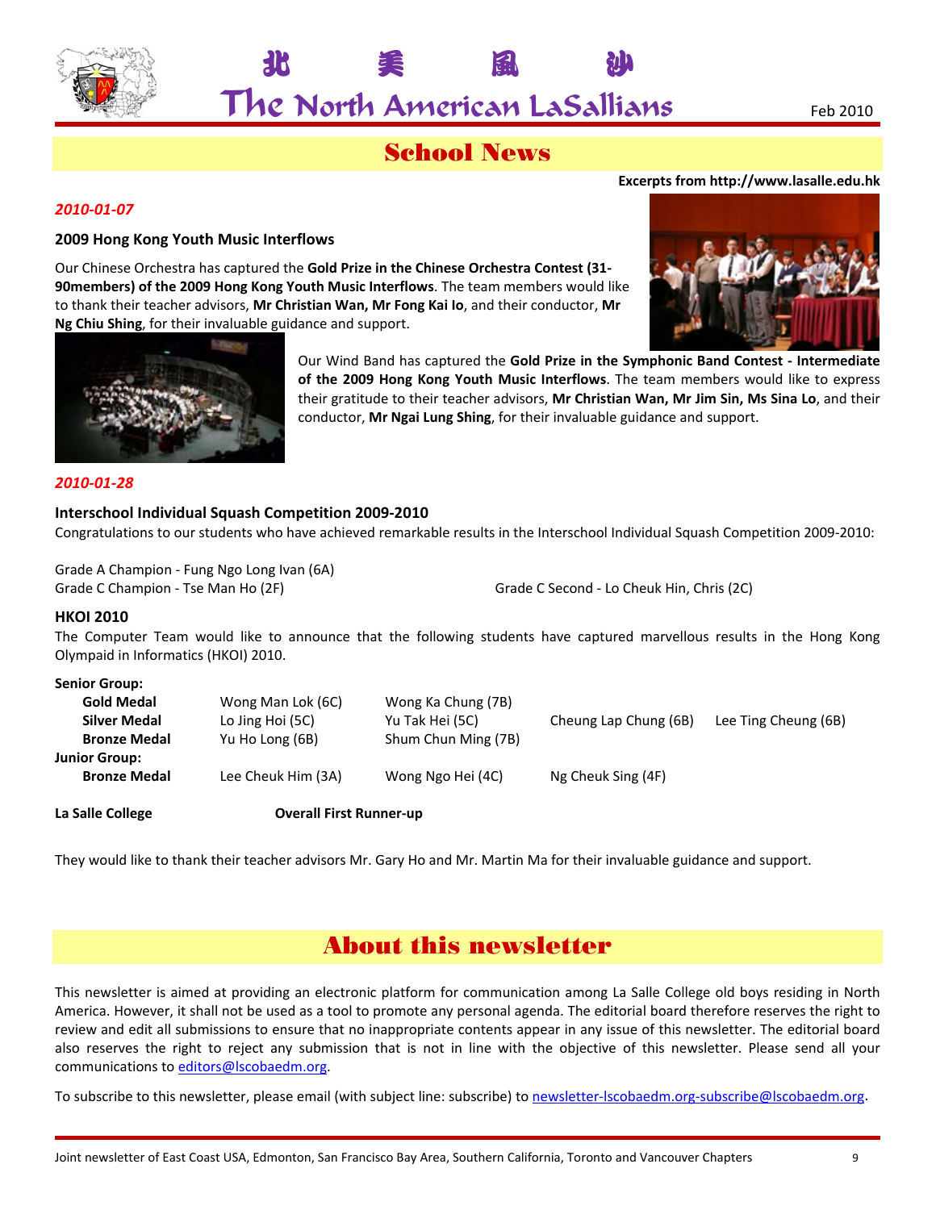# School News

**Excerpts from http://www.lasalle.edu.hk**

*2010-01-07*

### 2009 Hong Kong Youth Music Interflows

Our Chinese Orchestra has captured the **Gold Prize in the Chinese Orchestra Contest (31-90members) of the 2009 Hong Kong Youth Music Interflows**. The team members would like to thank their teacher advisors, **Mr Christian Wan, Mr Fong Kai Io**, and their conductor, **Mr Ng Chiu Shing**, for their invaluable guidance and support.

Our Wind Band has captured the **Gold Prize in the Symphonic Band Contest - Intermediate of the 2009 Hong Kong Youth Music Interflows**. The team members would like to express their gratitude to their teacher advisors, **Mr Christian Wan, Mr Jim Sin, Ms Sina Lo**, and their conductor, **Mr Ngai Lung Shing**, for their invaluable guidance and support.

*2010-01-28*

### Interschool Individual Squash Competition 2009-2010

Congratulations to our students who have achieved remarkable results in the Interschool Individual Squash Competition 2009-2010:

Grade A Champion - Fung Ngo Long Ivan (6A)
Grade C Champion - Tse Man Ho (2F)
Grade C Second - Lo Cheuk Hin, Chris (2C)

### HKOI 2010

The Computer Team would like to announce that the following students have captured marvellous results in the Hong Kong Olympaid in Informatics (HKOI) 2010.

| | | | | |
|---|---|---|---|---|
| **Senior Group:** | | | | |
| **Gold Medal** | Wong Man Lok (6C) | Wong Ka Chung (7B) | | |
| **Silver Medal** | Lo Jing Hoi (5C) | Yu Tak Hei (5C) | Cheung Lap Chung (6B) | Lee Ting Cheung (6B) |
| **Bronze Medal** | Yu Ho Long (6B) | Shum Chun Ming (7B) | | |
| **Junior Group:** | | | | |
| **Bronze Medal** | Lee Cheuk Him (3A) | Wong Ngo Hei (4C) | Ng Cheuk Sing (4F) | |

**La Salle College** **Overall First Runner-up**

They would like to thank their teacher advisors Mr. Gary Ho and Mr. Martin Ma for their invaluable guidance and support.

# About this newsletter

This newsletter is aimed at providing an electronic platform for communication among La Salle College old boys residing in North America. However, it shall not be used as a tool to promote any personal agenda. The editorial board therefore reserves the right to review and edit all submissions to ensure that no inappropriate contents appear in any issue of this newsletter. The editorial board also reserves the right to reject any submission that is not in line with the objective of this newsletter. Please send all your communications to editors@lscobaedm.org.

To subscribe to this newsletter, please email (with subject line: subscribe) to newsletter-lscobaedm.org-subscribe@lscobaedm.org.